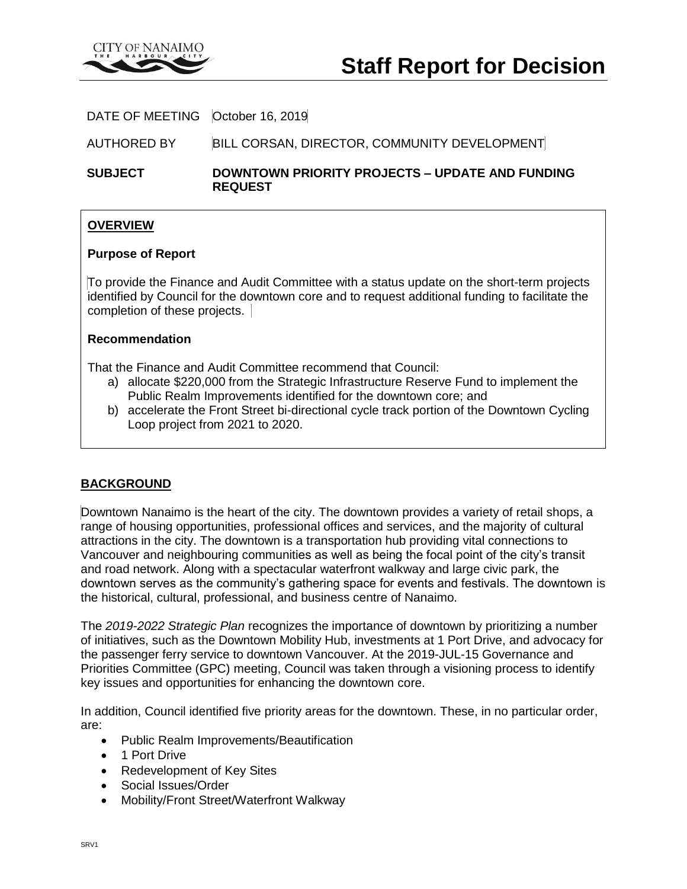CITY OF NANAIMO
THE HARBOUR CITY

# Staff Report for Decision

DATE OF MEETING October 16, 2019

AUTHORED BY BILL CORSAN, DIRECTOR, COMMUNITY DEVELOPMENT

**SUBJECT** **DOWNTOWN PRIORITY PROJECTS – UPDATE AND FUNDING REQUEST**

## OVERVIEW

### Purpose of Report

To provide the Finance and Audit Committee with a status update on the short-term projects identified by Council for the downtown core and to request additional funding to facilitate the completion of these projects.

### Recommendation

That the Finance and Audit Committee recommend that Council:

a) allocate $220,000 from the Strategic Infrastructure Reserve Fund to implement the Public Realm Improvements identified for the downtown core; and
b) accelerate the Front Street bi-directional cycle track portion of the Downtown Cycling Loop project from 2021 to 2020.

## BACKGROUND

Downtown Nanaimo is the heart of the city. The downtown provides a variety of retail shops, a range of housing opportunities, professional offices and services, and the majority of cultural attractions in the city. The downtown is a transportation hub providing vital connections to Vancouver and neighbouring communities as well as being the focal point of the city's transit and road network. Along with a spectacular waterfront walkway and large civic park, the downtown serves as the community's gathering space for events and festivals. The downtown is the historical, cultural, professional, and business centre of Nanaimo.

The *2019-2022 Strategic Plan* recognizes the importance of downtown by prioritizing a number of initiatives, such as the Downtown Mobility Hub, investments at 1 Port Drive, and advocacy for the passenger ferry service to downtown Vancouver. At the 2019-JUL-15 Governance and Priorities Committee (GPC) meeting, Council was taken through a visioning process to identify key issues and opportunities for enhancing the downtown core.

In addition, Council identified five priority areas for the downtown. These, in no particular order, are:

- Public Realm Improvements/Beautification
- 1 Port Drive
- Redevelopment of Key Sites
- Social Issues/Order
- Mobility/Front Street/Waterfront Walkway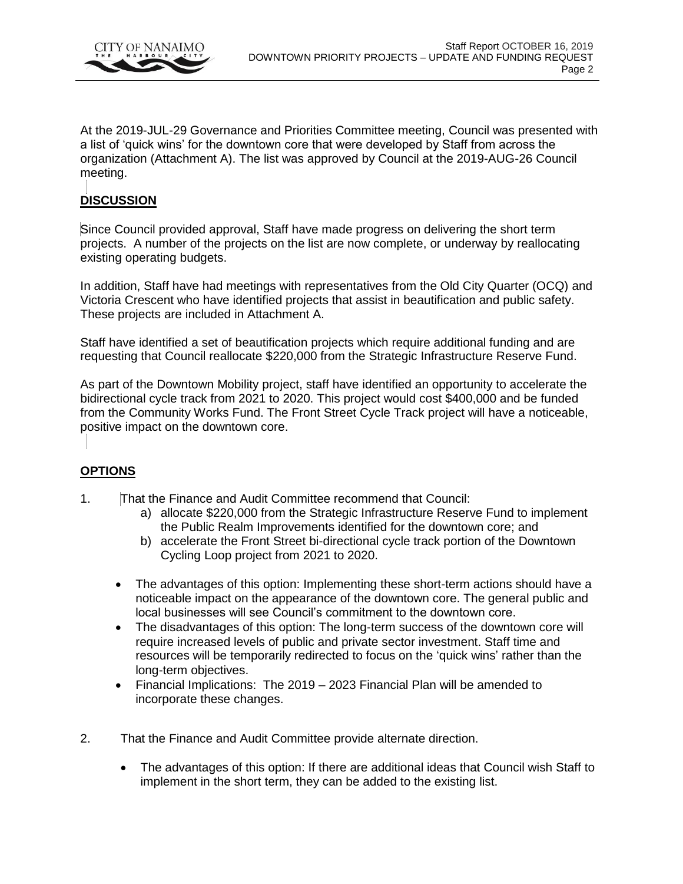At the 2019-JUL-29 Governance and Priorities Committee meeting, Council was presented with a list of 'quick wins' for the downtown core that were developed by Staff from across the organization (Attachment A). The list was approved by Council at the 2019-AUG-26 Council meeting.

## DISCUSSION

Since Council provided approval, Staff have made progress on delivering the short term projects. A number of the projects on the list are now complete, or underway by reallocating existing operating budgets.

In addition, Staff have had meetings with representatives from the Old City Quarter (OCQ) and Victoria Crescent who have identified projects that assist in beautification and public safety. These projects are included in Attachment A.

Staff have identified a set of beautification projects which require additional funding and are requesting that Council reallocate \$220,000 from the Strategic Infrastructure Reserve Fund.

As part of the Downtown Mobility project, staff have identified an opportunity to accelerate the bidirectional cycle track from 2021 to 2020. This project would cost \$400,000 and be funded from the Community Works Fund. The Front Street Cycle Track project will have a noticeable, positive impact on the downtown core.

## OPTIONS

1. That the Finance and Audit Committee recommend that Council:
   a) allocate \$220,000 from the Strategic Infrastructure Reserve Fund to implement the Public Realm Improvements identified for the downtown core; and
   b) accelerate the Front Street bi-directional cycle track portion of the Downtown Cycling Loop project from 2021 to 2020.

   - The advantages of this option: Implementing these short-term actions should have a noticeable impact on the appearance of the downtown core. The general public and local businesses will see Council's commitment to the downtown core.
   - The disadvantages of this option: The long-term success of the downtown core will require increased levels of public and private sector investment. Staff time and resources will be temporarily redirected to focus on the 'quick wins' rather than the long-term objectives.
   - Financial Implications: The 2019 – 2023 Financial Plan will be amended to incorporate these changes.

2. That the Finance and Audit Committee provide alternate direction.

   - The advantages of this option: If there are additional ideas that Council wish Staff to implement in the short term, they can be added to the existing list.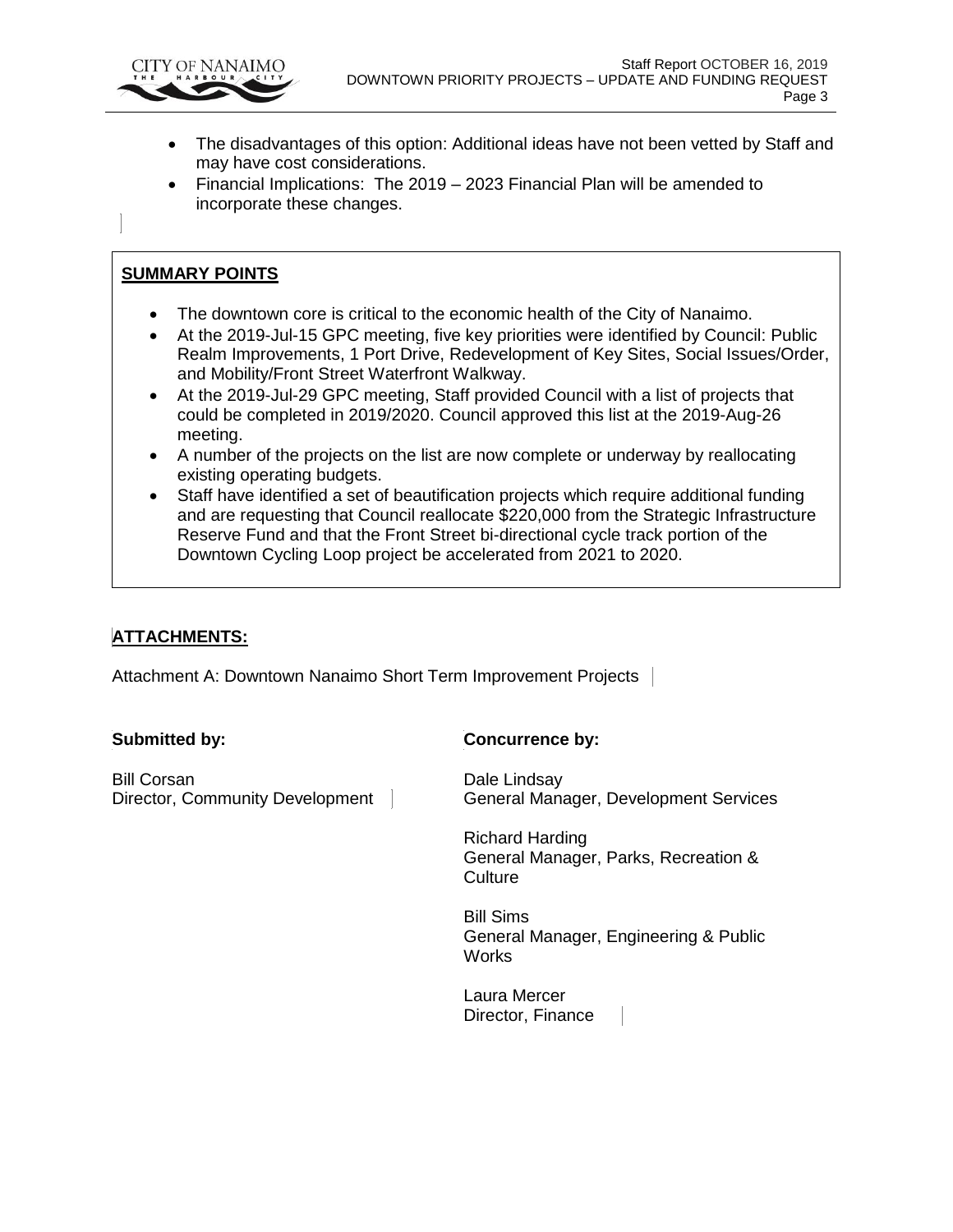- The disadvantages of this option: Additional ideas have not been vetted by Staff and may have cost considerations.
- Financial Implications: The 2019 – 2023 Financial Plan will be amended to incorporate these changes.

## SUMMARY POINTS

- The downtown core is critical to the economic health of the City of Nanaimo.
- At the 2019-Jul-15 GPC meeting, five key priorities were identified by Council: Public Realm Improvements, 1 Port Drive, Redevelopment of Key Sites, Social Issues/Order, and Mobility/Front Street Waterfront Walkway.
- At the 2019-Jul-29 GPC meeting, Staff provided Council with a list of projects that could be completed in 2019/2020. Council approved this list at the 2019-Aug-26 meeting.
- A number of the projects on the list are now complete or underway by reallocating existing operating budgets.
- Staff have identified a set of beautification projects which require additional funding and are requesting that Council reallocate $220,000 from the Strategic Infrastructure Reserve Fund and that the Front Street bi-directional cycle track portion of the Downtown Cycling Loop project be accelerated from 2021 to 2020.

## ATTACHMENTS:

Attachment A: Downtown Nanaimo Short Term Improvement Projects

**Submitted by:**

Bill Corsan
Director, Community Development

**Concurrence by:**

Dale Lindsay
General Manager, Development Services

Richard Harding
General Manager, Parks, Recreation & Culture

Bill Sims
General Manager, Engineering & Public Works

Laura Mercer
Director, Finance